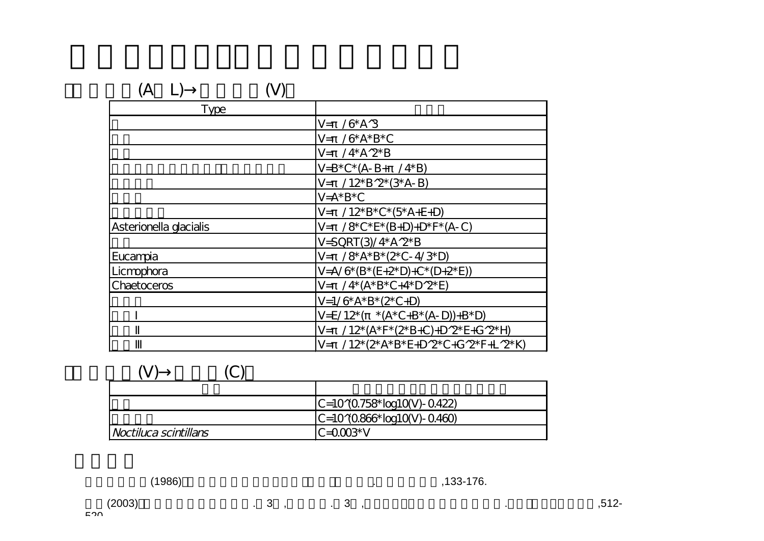# □□□□□□□□□□□□□□□□

□□□□□(A～L)→□□□□(V)□

| Type | □□□ |
|---|---|
| □ | $V=\pi/6*A^3$ |
| □□ | $V=\pi/6*A*B*C$ |
| □□ | $V=\pi/4*A^2*B$ |
| □□□□□□□□□□□□□□□□□ | $V=B*C*(A-B+\pi/4*B)$ |
| □□□□ | $V=\pi/12*B^2*(3*A-B)$ |
| □□□ | $V=A*B*C$ |
| □□□□□ | $V=\pi/12*B*C*(5*A+E+D)$ |
| Asterionella glacialis | $V=\pi/8*C*E*(B+D)+D*F*(A-C)$ |
| □□ | $V=SQRT(3)/4*A^2*B$ |
| Eucampia | $V=\pi/8*A*B*(2*C-4/3*D)$ |
| Licmophora | $V=A/6*(B*(E+2*D)+C*(D+2*E))$ |
| Chaetoceros | $V=\pi/4*(A*B*C+4*D^2*E)$ |
| □□□ | $V=1/6*A*B*(2*C+D)$ |
| □□I | $V=E/12*(\pi*(A*C+B*(A-D))+B*D)$ |
| □□II | $V=\pi/12*(A*F*(2*B+C)+D^2*E+G^2*H)$ |
| □□III | $V=\pi/12*(2*A*B*E+D^2*C+G^2*F+L^2*K)$ |

□□□□□(V)→□□□□(C)□

| □□ | □□□□□□□□□□□□□□□□□ |
|---|---|
| □□ | $C=10^{(0.758*log10(V)-0.422)}$ |
| □□□□ | $C=10^{(0.866*log10(V)-0.460)}$ |
| *Noctiluca scintillans* | $C=0.003*V$ |

## □□□□

□□□□□(1986)□□□□□□□□□□□□□□□□□□□□□.□□□□□□,133-176.

□□(2003)□□□□□□□□□□□□□.□3□,□□□□□.□3□,□□□□□.□□□□□□□□□□.□□□□□□□□□□,512-520.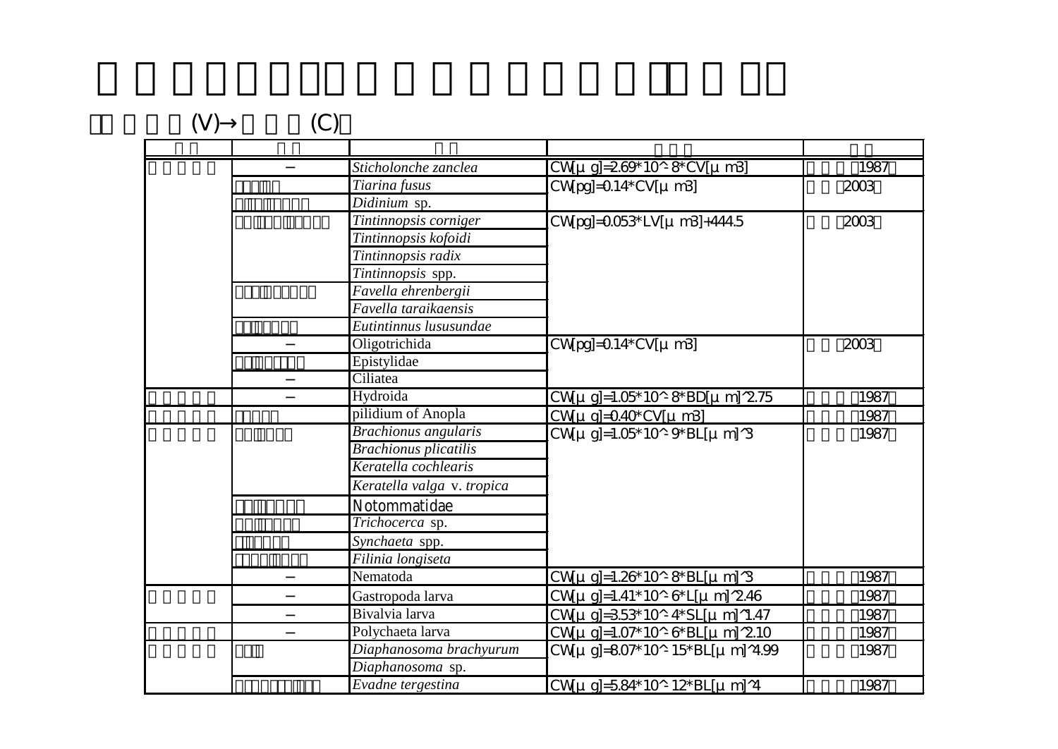# □□□□□□□□□□□□□□□□

□□□□□(V)→□□□(C)□

| □□ | □□ | □□ | □□□ | □□ |
|---|---|---|---|---|
| □□□□□ | − | *Sticholonche zanclea* | CW[μg]=2.69*10^-8*CV[μm3] | □□□□1987□ |
| | □□□□ | *Tiarina fusus* | CW[pg]=0.14*CV[μm3] | □□□2003□ |
| | □□□□□□□ | *Didinium* sp. | | |
| | □□□□□□□□□ | *Tintinnopsis corniger* | CW[pg]=0.053*LV[μm3]+444.5 | □□□2003□ |
| | | *Tintinnopsis kofoidi* | | |
| | | *Tintinnopsis radix* | | |
| | | *Tintinnopsis* spp. | | |
| | □□□□□□□□ | *Favella ehrenbergii* | | |
| | | *Favella taraikaensis* | | |
| | □□□□□□ | *Eutintinnus lususundae* | | |
| | − | Oligotrichida | CW[pg]=0.14*CV[μm3] | □□□2003□ |
| | □□□□□□□ | Epistylidae | | |
| | − | Ciliatea | | |
| □□□□□ | − | Hydroida | CW[μg]=1.05*10^-8*BD[μm]^2.75 | □□□□1987□ |
| □□□□□ | □□□□□ | pilidium of Anopla | CW[μg]=0.40*CV[μm3] | □□□□1987□ |
| □□□□□ | □□□□□□ | *Brachionus angularis* | CW[μg]=1.05*10^-9*BL[μm]^3 | □□□□1987□ |
| | | *Brachionus plicatilis* | | |
| | | *Keratella cochlearis* | | |
| | | *Keratella valga* v. *tropica* | | |
| | □□□□□□□ | Notommatidae | | |
| | □□□□□□ | *Trichocerca* sp. | | |
| | □□□□□ | *Synchaeta* spp. | | |
| | □□□□□□□ | *Filinia longiseta* | | |
| | − | Nematoda | CW[μg]=1.26*10^-8*BL[μm]^3 | □□□□1987□ |
| □□□□□ | − | Gastropoda larva | CW[μg]=1.41*10^-6*L[μm]^2.46 | □□□□1987□ |
| | − | Bivalvia larva | CW[μg]=3.53*10^-4*SL[μm]^1.47 | □□□□1987□ |
| □□□□□ | − | Polychaeta larva | CW[μg]=1.07*10^-6*BL[μm]^2.10 | □□□□1987□ |
| □□□□□ | □□□ | *Diaphanosoma brachyurum* | CW[μg]=8.07*10^-15*BL[μm]^4.99 | □□□□1987□ |
| | | *Diaphanosoma* sp. | | |
| | □□□□□□□□ | *Evadne tergestina* | CW[μg]=5.84*10^-12*BL[μm]^4 | □□□□1987□ |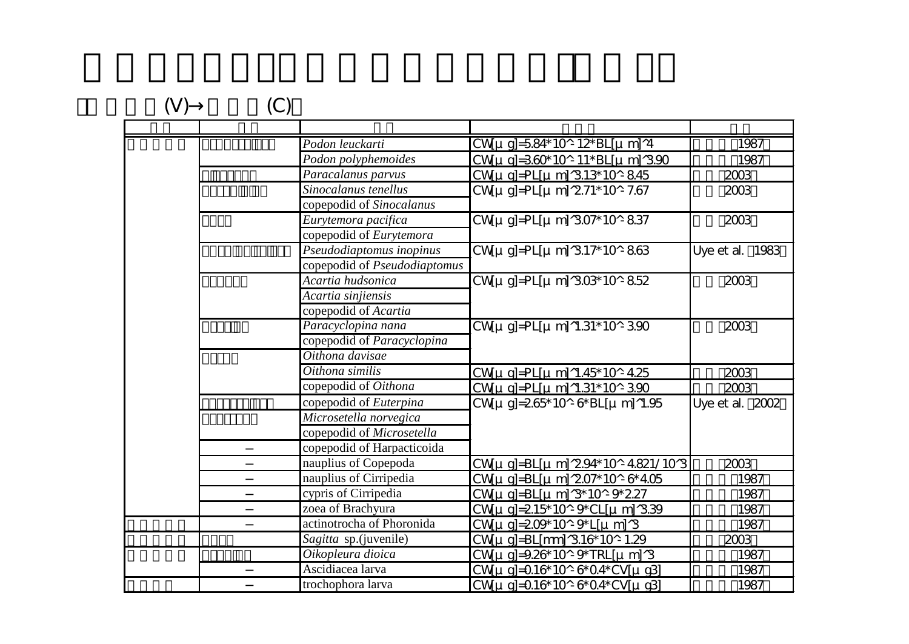(V)→(C)

| | | | | |
|---|---|---|---|---|
| | | *Podon leuckarti* | $CW[\mu g]=5.84*10^{-12}*BL[\mu m]^{4}$ | (1987) |
| | | *Podon polyphemoides* | $CW[\mu g]=3.60*10^{-11}*BL[\mu m]^{3.90}$ | (1987) |
| | | *Paracalanus parvus* | $CW[\mu g]=PL[\mu m]^{3.13}*10^{-8.45}$ | (2003) |
| | | *Sinocalanus tenellus* | $CW[\mu g]=PL[\mu m]^{2.71}*10^{-7.67}$ | (2003) |
| | | copepodid of *Sinocalanus* | | |
| | | *Eurytemora pacifica* | $CW[\mu g]=PL[\mu m]^{3.07}*10^{-8.37}$ | (2003) |
| | | copepodid of *Eurytemora* | | |
| | | *Pseudodiaptomus inopinus* | $CW[\mu g]=PL[\mu m]^{3.17}*10^{-8.63}$ | Uye et al. (1983) |
| | | copepodid of *Pseudodiaptomus* | | |
| | | *Acartia hudsonica* | $CW[\mu g]=PL[\mu m]^{3.03}*10^{-8.52}$ | (2003) |
| | | *Acartia sinjiensis* | | |
| | | copepodid of *Acartia* | | |
| | | *Paracyclopina nana* | $CW[\mu g]=PL[\mu m]^{1.31}*10^{-3.90}$ | (2003) |
| | | copepodid of *Paracyclopina* | | |
| | | *Oithona davisae* | | |
| | | *Oithona similis* | $CW[\mu g]=PL[\mu m]^{1.45}*10^{-4.25}$ | (2003) |
| | | copepodid of *Oithona* | $CW[\mu g]=PL[\mu m]^{1.31}*10^{-3.90}$ | (2003) |
| | | copepodid of *Euterpina* | $CW[\mu g]=2.65*10^{-6}*BL[\mu m]^{1.95}$ | Uye et al. (2002) |
| | | *Microsetella norvegica* | | |
| | | copepodid of *Microsetella* | | |
| | – | copepodid of Harpacticoida | | |
| | – | nauplius of Copepoda | $CW[\mu g]=BL[\mu m]^{2.94}*10^{-4.821}/10^{3}$ | (2003) |
| | – | nauplius of Cirripedia | $CW[\mu g]=BL[\mu m]^{2.07}*10^{-6}*4.05$ | (1987) |
| | – | cypris of Cirripedia | $CW[\mu g]=BL[\mu m]^{3}*10^{-9}*2.27$ | (1987) |
| | – | zoea of Brachyura | $CW[\mu g]=2.15*10^{-9}*CL[\mu m]^{3.39}$ | (1987) |
| | – | actinotrocha of Phoronida | $CW[\mu g]=2.09*10^{-9}*L[\mu m]^{3}$ | (1987) |
| | | *Sagitta* sp.(juvenile) | $CW[\mu g]=BL[mm]^{3.16}*10^{-1.29}$ | (2003) |
| | | *Oikopleura dioica* | $CW[\mu g]=9.26*10^{-9}*TRL[\mu m]^{3}$ | (1987) |
| | – | Ascidiacea larva | $CW[\mu g]=0.16*10^{-6}*0.4*CV[\mu g3]$ | (1987) |
| | – | trochophora larva | $CW[\mu g]=0.16*10^{-6}*0.4*CV[\mu g3]$ | (1987) |